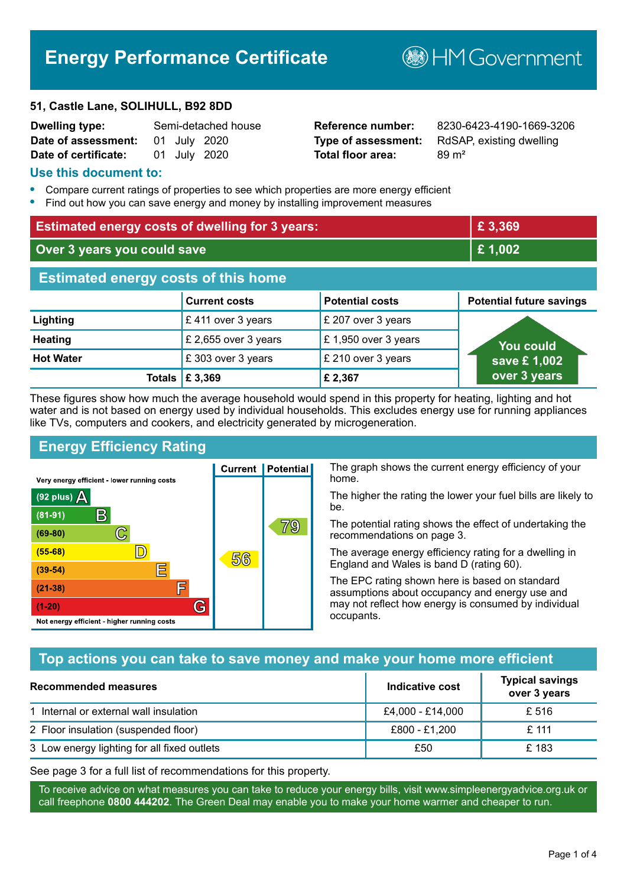# Energy Performance Certificate

HM Government

**51, Castle Lane, SOLIHULL, B92 8DD**

| | | | |
|---|---|---|---|
| **Dwelling type:** | Semi-detached house | **Reference number:** | 8230-6423-4190-1669-3206 |
| **Date of assessment:** | 01 July 2020 | **Type of assessment:** | RdSAP, existing dwelling |
| **Date of certificate:** | 01 July 2020 | **Total floor area:** | 89 m² |

## Use this document to:

- Compare current ratings of properties to see which properties are more energy efficient
- Find out how you can save energy and money by installing improvement measures

| | |
|---|---|
| **Estimated energy costs of dwelling for 3 years:** | **£ 3,369** |
| **Over 3 years you could save** | **£ 1,002** |

## Estimated energy costs of this home

| | Current costs | Potential costs | Potential future savings |
|---|---|---|---|
| **Lighting** | £ 411 over 3 years | £ 207 over 3 years | You could save £ 1,002 over 3 years |
| **Heating** | £ 2,655 over 3 years | £ 1,950 over 3 years | |
| **Hot Water** | £ 303 over 3 years | £ 210 over 3 years | |
| **Totals** | **£ 3,369** | **£ 2,367** | |

These figures show how much the average household would spend in this property for heating, lighting and hot water and is not based on energy used by individual households. This excludes energy use for running appliances like TVs, computers and cookers, and electricity generated by microgeneration.

## Energy Efficiency Rating

| Rating band | Current | Potential |
|---|---|---|
| Very energy efficient - lower running costs | | |
| (92 plus) A | | |
| (81-91) B | | |
| (69-80) C | | 79 |
| (55-68) D | 56 | |
| (39-54) E | | |
| (21-38) F | | |
| (1-20) G | | |
| Not energy efficient - higher running costs | | |

The graph shows the current energy efficiency of your home.

The higher the rating the lower your fuel bills are likely to be.

The potential rating shows the effect of undertaking the recommendations on page 3.

The average energy efficiency rating for a dwelling in England and Wales is band D (rating 60).

The EPC rating shown here is based on standard assumptions about occupancy and energy use and may not reflect how energy is consumed by individual occupants.

## Top actions you can take to save money and make your home more efficient

| Recommended measures | Indicative cost | Typical savings over 3 years |
|---|---|---|
| 1 Internal or external wall insulation | £4,000 - £14,000 | £ 516 |
| 2 Floor insulation (suspended floor) | £800 - £1,200 | £ 111 |
| 3 Low energy lighting for all fixed outlets | £50 | £ 183 |

See page 3 for a full list of recommendations for this property.

To receive advice on what measures you can take to reduce your energy bills, visit www.simpleenergyadvice.org.uk or call freephone **0800 444202**. The Green Deal may enable you to make your home warmer and cheaper to run.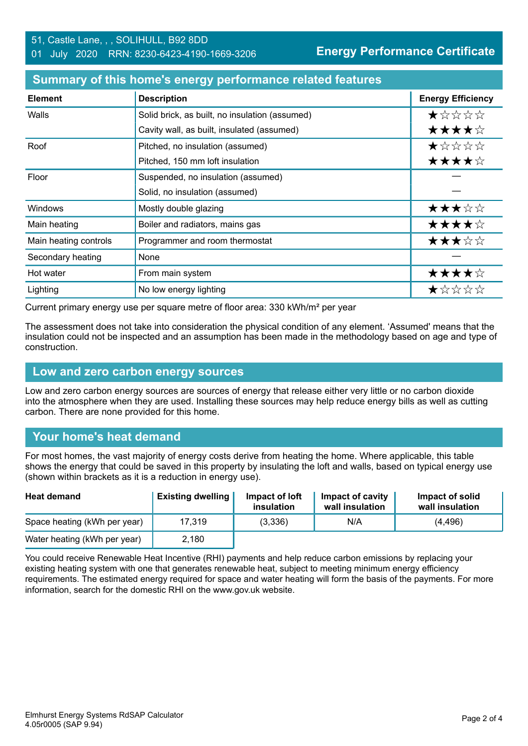51, Castle Lane, , , SOLIHULL, B92 8DD
01 July 2020 RRN: 8230-6423-4190-1669-3206

**Energy Performance Certificate**

## Summary of this home's energy performance related features

| Element | Description | Energy Efficiency |
|---|---|---|
| Walls | Solid brick, as built, no insulation (assumed) | ★☆☆☆☆ |
| | Cavity wall, as built, insulated (assumed) | ★★★★☆ |
| Roof | Pitched, no insulation (assumed) | ★☆☆☆☆ |
| | Pitched, 150 mm loft insulation | ★★★★☆ |
| Floor | Suspended, no insulation (assumed) | — |
| | Solid, no insulation (assumed) | — |
| Windows | Mostly double glazing | ★★★☆☆ |
| Main heating | Boiler and radiators, mains gas | ★★★★☆ |
| Main heating controls | Programmer and room thermostat | ★★★☆☆ |
| Secondary heating | None | — |
| Hot water | From main system | ★★★★☆ |
| Lighting | No low energy lighting | ★☆☆☆☆ |

Current primary energy use per square metre of floor area: 330 kWh/m² per year

The assessment does not take into consideration the physical condition of any element. 'Assumed' means that the insulation could not be inspected and an assumption has been made in the methodology based on age and type of construction.

## Low and zero carbon energy sources

Low and zero carbon energy sources are sources of energy that release either very little or no carbon dioxide into the atmosphere when they are used. Installing these sources may help reduce energy bills as well as cutting carbon. There are none provided for this home.

## Your home's heat demand

For most homes, the vast majority of energy costs derive from heating the home. Where applicable, this table shows the energy that could be saved in this property by insulating the loft and walls, based on typical energy use (shown within brackets as it is a reduction in energy use).

| Heat demand | Existing dwelling | Impact of loft insulation | Impact of cavity wall insulation | Impact of solid wall insulation |
|---|---|---|---|---|
| Space heating (kWh per year) | 17,319 | (3,336) | N/A | (4,496) |
| Water heating (kWh per year) | 2,180 | | | |

You could receive Renewable Heat Incentive (RHI) payments and help reduce carbon emissions by replacing your existing heating system with one that generates renewable heat, subject to meeting minimum energy efficiency requirements. The estimated energy required for space and water heating will form the basis of the payments. For more information, search for the domestic RHI on the www.gov.uk website.

Elmhurst Energy Systems RdSAP Calculator
4.05r0005 (SAP 9.94)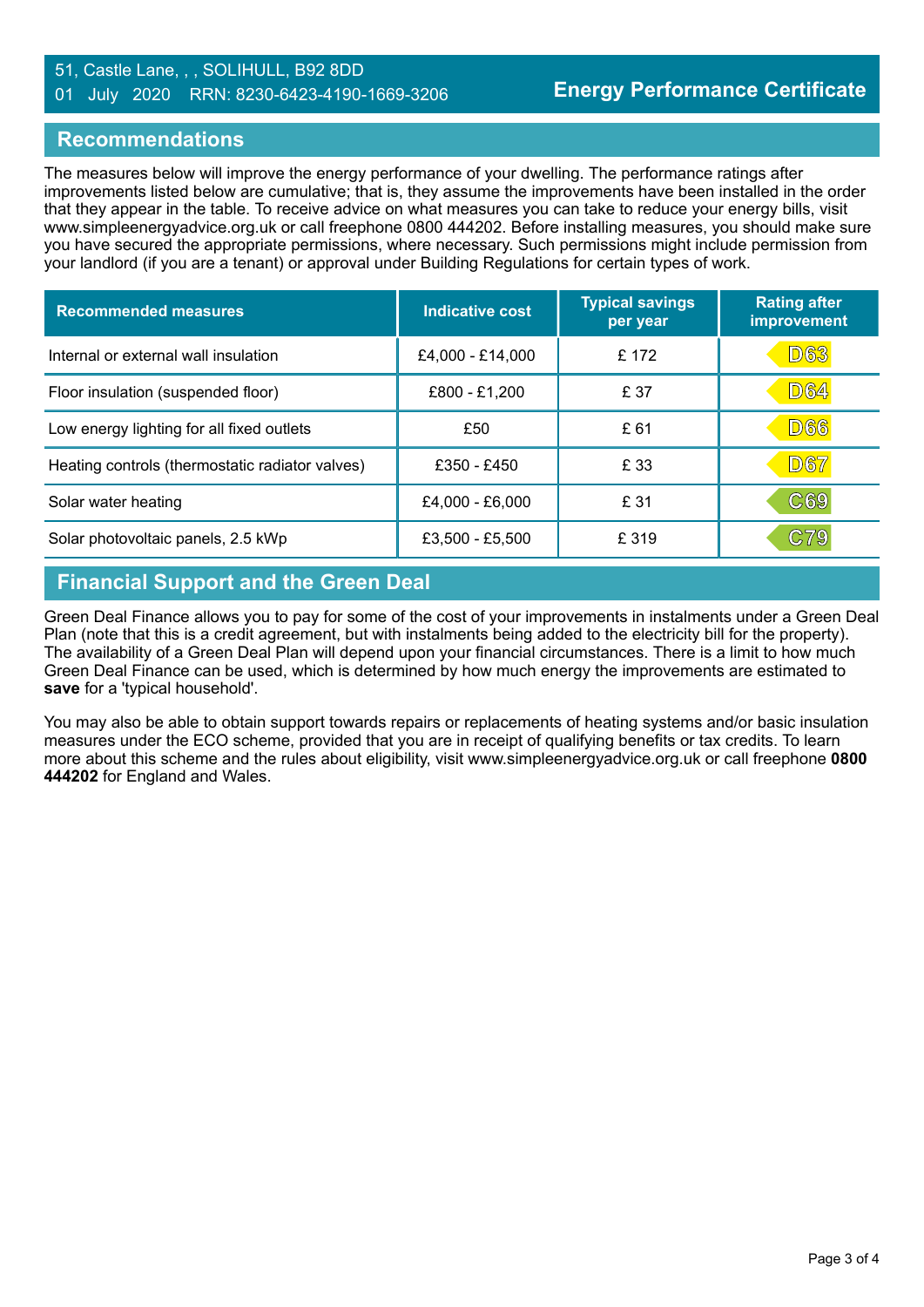51, Castle Lane, , , SOLIHULL, B92 8DD
01 July 2020 RRN: 8230-6423-4190-1669-3206

**Energy Performance Certificate**

## Recommendations

The measures below will improve the energy performance of your dwelling. The performance ratings after improvements listed below are cumulative; that is, they assume the improvements have been installed in the order that they appear in the table. To receive advice on what measures you can take to reduce your energy bills, visit www.simpleenergyadvice.org.uk or call freephone 0800 444202. Before installing measures, you should make sure you have secured the appropriate permissions, where necessary. Such permissions might include permission from your landlord (if you are a tenant) or approval under Building Regulations for certain types of work.

| Recommended measures | Indicative cost | Typical savings per year | Rating after improvement |
|---|---|---|---|
| Internal or external wall insulation | £4,000 - £14,000 | £ 172 | D63 |
| Floor insulation (suspended floor) | £800 - £1,200 | £ 37 | D64 |
| Low energy lighting for all fixed outlets | £50 | £ 61 | D66 |
| Heating controls (thermostatic radiator valves) | £350 - £450 | £ 33 | D67 |
| Solar water heating | £4,000 - £6,000 | £ 31 | C69 |
| Solar photovoltaic panels, 2.5 kWp | £3,500 - £5,500 | £ 319 | C79 |

## Financial Support and the Green Deal

Green Deal Finance allows you to pay for some of the cost of your improvements in instalments under a Green Deal Plan (note that this is a credit agreement, but with instalments being added to the electricity bill for the property). The availability of a Green Deal Plan will depend upon your financial circumstances. There is a limit to how much Green Deal Finance can be used, which is determined by how much energy the improvements are estimated to **save** for a 'typical household'.

You may also be able to obtain support towards repairs or replacements of heating systems and/or basic insulation measures under the ECO scheme, provided that you are in receipt of qualifying benefits or tax credits. To learn more about this scheme and the rules about eligibility, visit www.simpleenergyadvice.org.uk or call freephone **0800 444202** for England and Wales.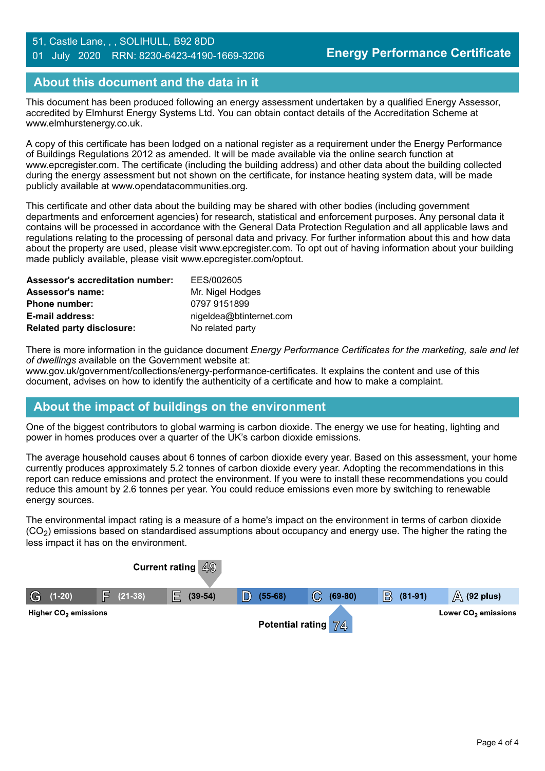51, Castle Lane, , , SOLIHULL, B92 8DD
01 July 2020 RRN: 8230-6423-4190-1669-3206

**Energy Performance Certificate**

## About this document and the data in it

This document has been produced following an energy assessment undertaken by a qualified Energy Assessor, accredited by Elmhurst Energy Systems Ltd. You can obtain contact details of the Accreditation Scheme at www.elmhurstenergy.co.uk.

A copy of this certificate has been lodged on a national register as a requirement under the Energy Performance of Buildings Regulations 2012 as amended. It will be made available via the online search function at www.epcregister.com. The certificate (including the building address) and other data about the building collected during the energy assessment but not shown on the certificate, for instance heating system data, will be made publicly available at www.opendatacommunities.org.

This certificate and other data about the building may be shared with other bodies (including government departments and enforcement agencies) for research, statistical and enforcement purposes. Any personal data it contains will be processed in accordance with the General Data Protection Regulation and all applicable laws and regulations relating to the processing of personal data and privacy. For further information about this and how data about the property are used, please visit www.epcregister.com. To opt out of having information about your building made publicly available, please visit www.epcregister.com/optout.

| | |
|---|---|
| **Assessor's accreditation number:** | EES/002605 |
| **Assessor's name:** | Mr. Nigel Hodges |
| **Phone number:** | 0797 9151899 |
| **E-mail address:** | nigeldea@btinternet.com |
| **Related party disclosure:** | No related party |

There is more information in the guidance document *Energy Performance Certificates for the marketing, sale and let of dwellings* available on the Government website at: www.gov.uk/government/collections/energy-performance-certificates. It explains the content and use of this document, advises on how to identify the authenticity of a certificate and how to make a complaint.

## About the impact of buildings on the environment

One of the biggest contributors to global warming is carbon dioxide. The energy we use for heating, lighting and power in homes produces over a quarter of the UK's carbon dioxide emissions.

The average household causes about 6 tonnes of carbon dioxide every year. Based on this assessment, your home currently produces approximately 5.2 tonnes of carbon dioxide every year. Adopting the recommendations in this report can reduce emissions and protect the environment. If you were to install these recommendations you could reduce this amount by 2.6 tonnes per year. You could reduce emissions even more by switching to renewable energy sources.

The environmental impact rating is a measure of a home's impact on the environment in terms of carbon dioxide ($CO_2$) emissions based on standardised assumptions about occupancy and energy use. The higher the rating the less impact it has on the environment.

Current rating 49

G (1-20)
F (21-38)
E (39-54)
D (55-68)
C (69-80)
B (81-91)
A (92 plus)

Higher $CO_2$ emissions
Lower $CO_2$ emissions

Potential rating 74